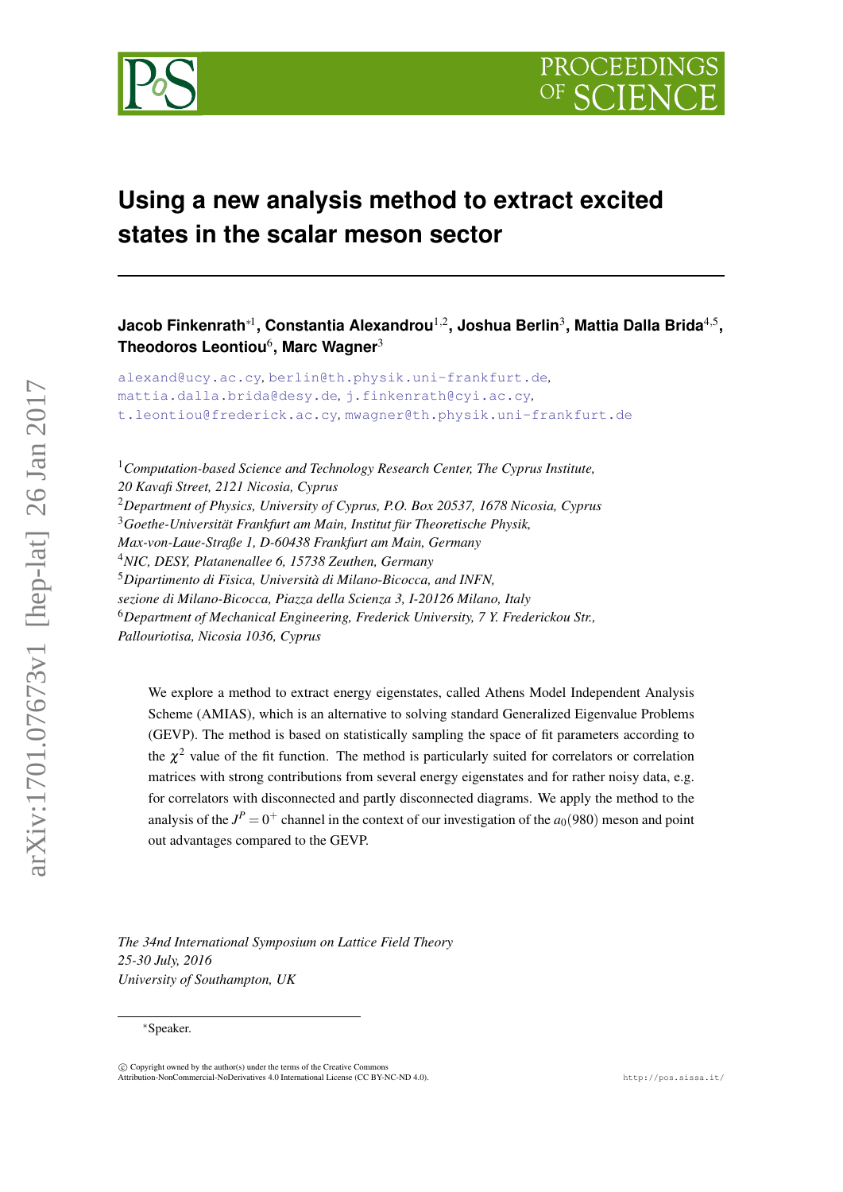# Using a new analysis method to extract excited states in the scalar meson sector

**Jacob Finkenrath**[*1], **Constantia Alexandrou**[1,2], **Joshua Berlin**[3], **Mattia Dalla Brida**[4,5], **Theodoros Leontiou**[6], **Marc Wagner**[3]

alexand@ucy.ac.cy, berlin@th.physik.uni-frankfurt.de, mattia.dalla.brida@desy.de, j.finkenrath@cyi.ac.cy, t.leontiou@frederick.ac.cy, mwagner@th.physik.uni-frankfurt.de

[1]*Computation-based Science and Technology Research Center, The Cyprus Institute, 20 Kavafi Street, 2121 Nicosia, Cyprus*
[2]*Department of Physics, University of Cyprus, P.O. Box 20537, 1678 Nicosia, Cyprus*
[3]*Goethe-Universität Frankfurt am Main, Institut für Theoretische Physik, Max-von-Laue-Straße 1, D-60438 Frankfurt am Main, Germany*
[4]*NIC, DESY, Platanenallee 6, 15738 Zeuthen, Germany*
[5]*Dipartimento di Fisica, Università di Milano-Bicocca, and INFN, sezione di Milano-Bicocca, Piazza della Scienza 3, I-20126 Milano, Italy*
[6]*Department of Mechanical Engineering, Frederick University, 7 Y. Frederickou Str., Pallouriotisa, Nicosia 1036, Cyprus*

We explore a method to extract energy eigenstates, called Athens Model Independent Analysis Scheme (AMIAS), which is an alternative to solving standard Generalized Eigenvalue Problems (GEVP). The method is based on statistically sampling the space of fit parameters according to the $\chi^2$ value of the fit function. The method is particularly suited for correlators or correlation matrices with strong contributions from several energy eigenstates and for rather noisy data, e.g. for correlators with disconnected and partly disconnected diagrams. We apply the method to the analysis of the $J^P = 0^+$ channel in the context of our investigation of the $a_0(980)$ meson and point out advantages compared to the GEVP.

*The 34nd International Symposium on Lattice Field Theory*
*25-30 July, 2016*
*University of Southampton, UK*

[*]Speaker.

© Copyright owned by the author(s) under the terms of the Creative Commons Attribution-NonCommercial-NoDerivatives 4.0 International License (CC BY-NC-ND 4.0).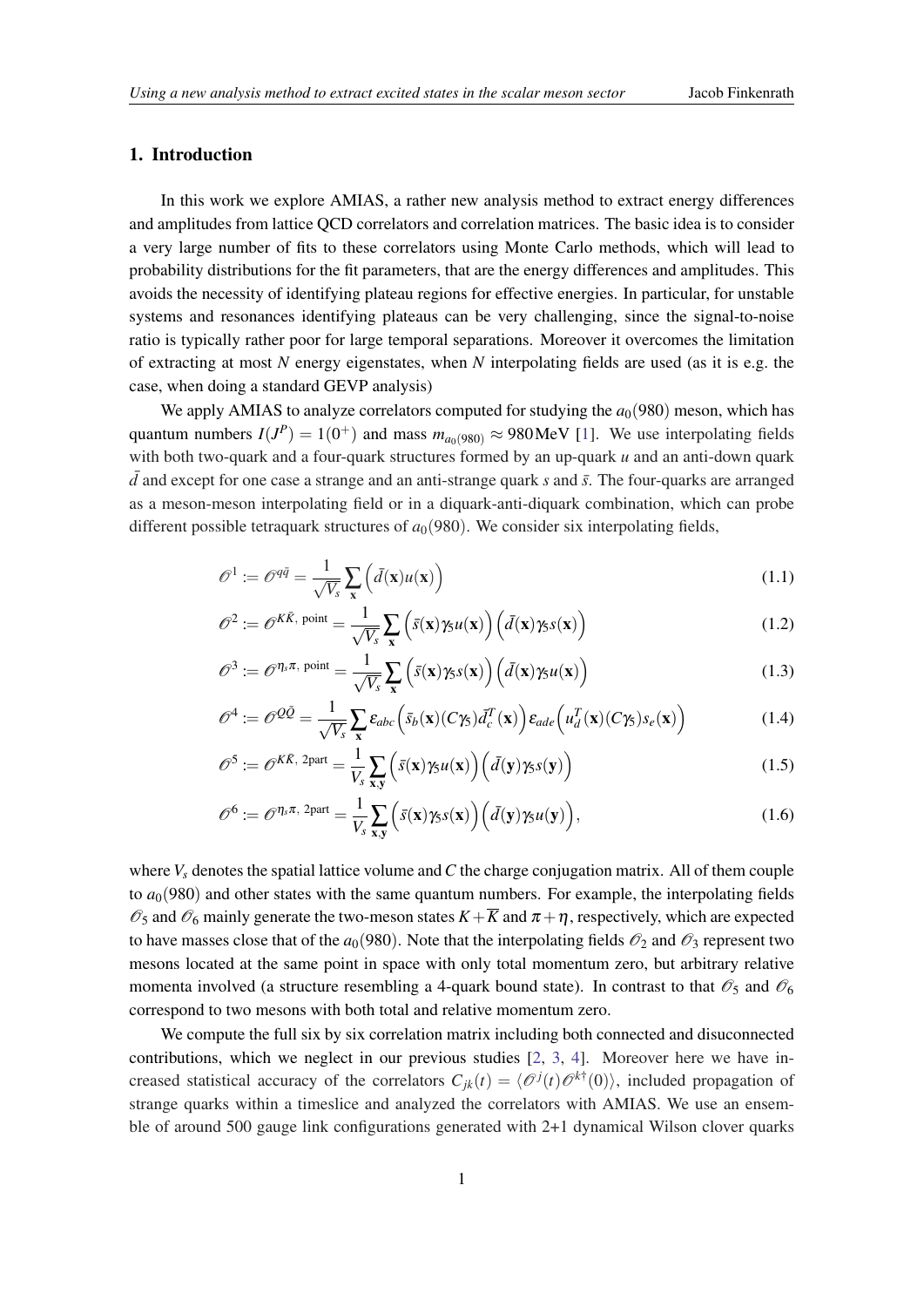## 1. Introduction

In this work we explore AMIAS, a rather new analysis method to extract energy differences and amplitudes from lattice QCD correlators and correlation matrices. The basic idea is to consider a very large number of fits to these correlators using Monte Carlo methods, which will lead to probability distributions for the fit parameters, that are the energy differences and amplitudes. This avoids the necessity of identifying plateau regions for effective energies. In particular, for unstable systems and resonances identifying plateaus can be very challenging, since the signal-to-noise ratio is typically rather poor for large temporal separations. Moreover it overcomes the limitation of extracting at most $N$ energy eigenstates, when $N$ interpolating fields are used (as it is e.g. the case, when doing a standard GEVP analysis)

We apply AMIAS to analyze correlators computed for studying the $a_0(980)$ meson, which has quantum numbers $I(J^P) = 1(0^+)$ and mass $m_{a_0(980)} \approx 980\,\text{MeV}$ [1]. We use interpolating fields with both two-quark and a four-quark structures formed by an up-quark $u$ and an anti-down quark $\bar{d}$ and except for one case a strange and an anti-strange quark $s$ and $\bar{s}$. The four-quarks are arranged as a meson-meson interpolating field or in a diquark-anti-diquark combination, which can probe different possible tetraquark structures of $a_0(980)$. We consider six interpolating fields,

$$\mathcal{O}^1 := \mathcal{O}^{q\bar{q}} = \frac{1}{\sqrt{V_s}} \sum_{\mathbf{x}} \Big( \bar{d}(\mathbf{x}) u(\mathbf{x}) \Big) \tag{1.1}$$

$$\mathcal{O}^2 := \mathcal{O}^{K\bar{K},\text{ point}} = \frac{1}{\sqrt{V_s}} \sum_{\mathbf{x}} \Big( \bar{s}(\mathbf{x}) \gamma_5 u(\mathbf{x}) \Big) \Big( \bar{d}(\mathbf{x}) \gamma_5 s(\mathbf{x}) \Big) \tag{1.2}$$

$$\mathcal{O}^3 := \mathcal{O}^{\eta_s \pi,\text{ point}} = \frac{1}{\sqrt{V_s}} \sum_{\mathbf{x}} \Big( \bar{s}(\mathbf{x}) \gamma_5 s(\mathbf{x}) \Big) \Big( \bar{d}(\mathbf{x}) \gamma_5 u(\mathbf{x}) \Big) \tag{1.3}$$

$$\mathcal{O}^4 := \mathcal{O}^{Q\bar{Q}} = \frac{1}{\sqrt{V_s}} \sum_{\mathbf{x}} \varepsilon_{abc} \Big( \bar{s}_b(\mathbf{x}) (C\gamma_5) \bar{d}_c^T(\mathbf{x}) \Big) \varepsilon_{ade} \Big( u_d^T(\mathbf{x}) (C\gamma_5) s_e(\mathbf{x}) \Big) \tag{1.4}$$

$$\mathcal{O}^5 := \mathcal{O}^{K\bar{K},\text{ 2part}} = \frac{1}{V_s} \sum_{\mathbf{x},\mathbf{y}} \Big( \bar{s}(\mathbf{x}) \gamma_5 u(\mathbf{x}) \Big) \Big( \bar{d}(\mathbf{y}) \gamma_5 s(\mathbf{y}) \Big) \tag{1.5}$$

$$\mathcal{O}^6 := \mathcal{O}^{\eta_s \pi,\text{ 2part}} = \frac{1}{V_s} \sum_{\mathbf{x},\mathbf{y}} \Big( \bar{s}(\mathbf{x}) \gamma_5 s(\mathbf{x}) \Big) \Big( \bar{d}(\mathbf{y}) \gamma_5 u(\mathbf{y}) \Big), \tag{1.6}$$

where $V_s$ denotes the spatial lattice volume and $C$ the charge conjugation matrix. All of them couple to $a_0(980)$ and other states with the same quantum numbers. For example, the interpolating fields $\mathcal{O}_5$ and $\mathcal{O}_6$ mainly generate the two-meson states $K + \overline{K}$ and $\pi + \eta$, respectively, which are expected to have masses close that of the $a_0(980)$. Note that the interpolating fields $\mathcal{O}_2$ and $\mathcal{O}_3$ represent two mesons located at the same point in space with only total momentum zero, but arbitrary relative momenta involved (a structure resembling a 4-quark bound state). In contrast to that $\mathcal{O}_5$ and $\mathcal{O}_6$ correspond to two mesons with both total and relative momentum zero.

We compute the full six by six correlation matrix including both connected and disuconnected contributions, which we neglect in our previous studies [2, 3, 4]. Moreover here we have increased statistical accuracy of the correlators $C_{jk}(t) = \langle \mathcal{O}^j(t) \mathcal{O}^{k\dagger}(0) \rangle$, included propagation of strange quarks within a timeslice and analyzed the correlators with AMIAS. We use an ensemble of around 500 gauge link configurations generated with 2+1 dynamical Wilson clover quarks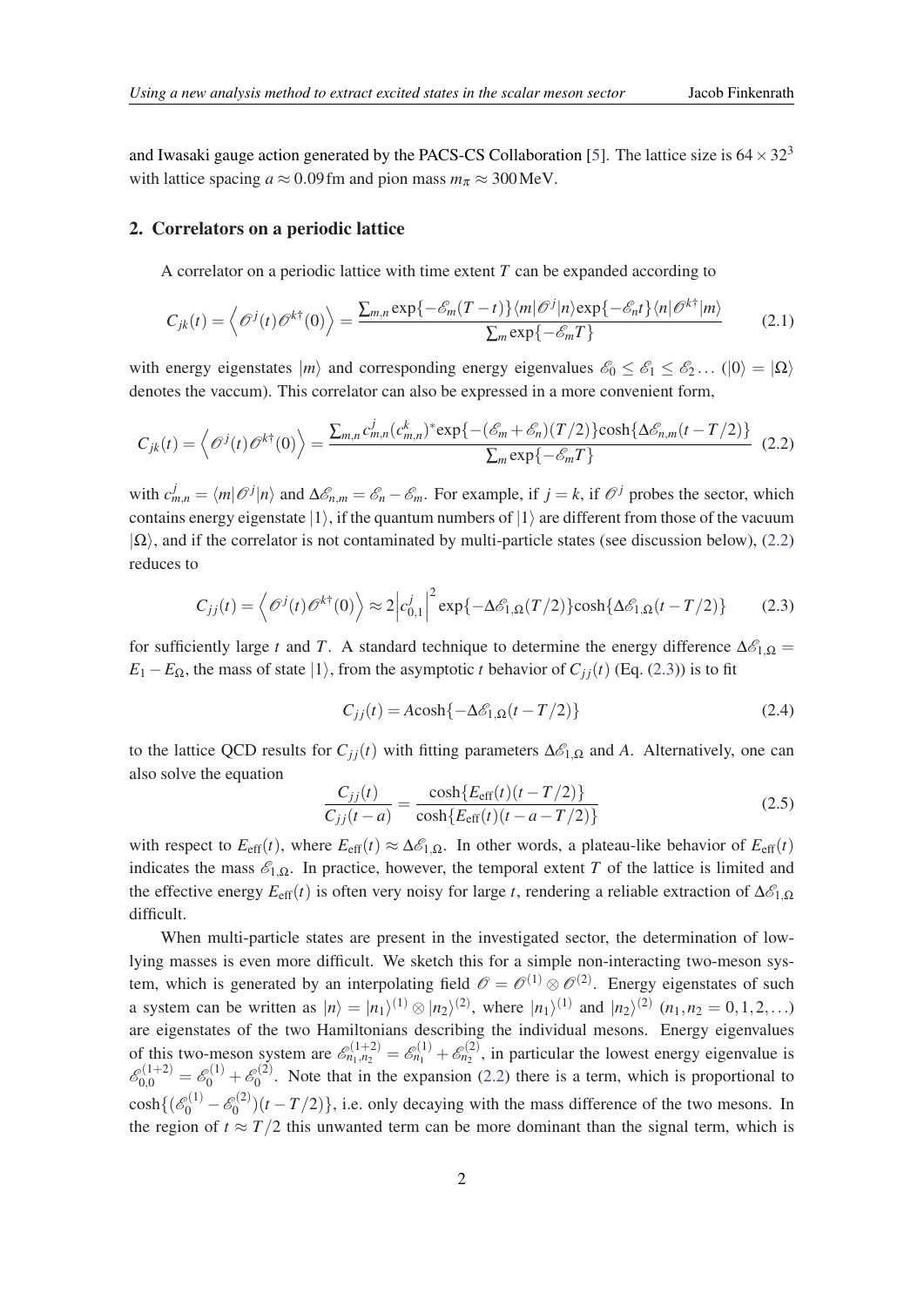and Iwasaki gauge action generated by the PACS-CS Collaboration [5]. The lattice size is $64 \times 32^3$ with lattice spacing $a \approx 0.09\,\mathrm{fm}$ and pion mass $m_\pi \approx 300\,\mathrm{MeV}$.

## 2. Correlators on a periodic lattice

A correlator on a periodic lattice with time extent $T$ can be expanded according to

$$C_{jk}(t) = \left\langle \mathscr{O}^j(t)\mathscr{O}^{k\dagger}(0) \right\rangle = \frac{\sum_{m,n} \exp\{-\mathscr{E}_m(T-t)\}\langle m|\mathscr{O}^j|n\rangle \exp\{-\mathscr{E}_n t\}\langle n|\mathscr{O}^{k\dagger}|m\rangle}{\sum_m \exp\{-\mathscr{E}_m T\}} \tag{2.1}$$

with energy eigenstates $|m\rangle$ and corresponding energy eigenvalues $\mathscr{E}_0 \leq \mathscr{E}_1 \leq \mathscr{E}_2 \ldots$ ($|0\rangle = |\Omega\rangle$ denotes the vaccum). This correlator can also be expressed in a more convenient form,

$$C_{jk}(t) = \left\langle \mathscr{O}^j(t)\mathscr{O}^{k\dagger}(0) \right\rangle = \frac{\sum_{m,n} c^j_{m,n}(c^k_{m,n})^* \exp\{-(\mathscr{E}_m + \mathscr{E}_n)(T/2)\}\cosh\{\Delta\mathscr{E}_{n,m}(t-T/2)\}}{\sum_m \exp\{-\mathscr{E}_m T\}} \tag{2.2}$$

with $c^j_{m,n} = \langle m|\mathscr{O}^j|n\rangle$ and $\Delta\mathscr{E}_{n,m} = \mathscr{E}_n - \mathscr{E}_m$. For example, if $j = k$, if $\mathscr{O}^j$ probes the sector, which contains energy eigenstate $|1\rangle$, if the quantum numbers of $|1\rangle$ are different from those of the vacuum $|\Omega\rangle$, and if the correlator is not contaminated by multi-particle states (see discussion below), (2.2) reduces to

$$C_{jj}(t) = \left\langle \mathscr{O}^j(t)\mathscr{O}^{k\dagger}(0) \right\rangle \approx 2\left|c^j_{0,1}\right|^2 \exp\{-\Delta\mathscr{E}_{1,\Omega}(T/2)\}\cosh\{\Delta\mathscr{E}_{1,\Omega}(t-T/2)\} \tag{2.3}$$

for sufficiently large $t$ and $T$. A standard technique to determine the energy difference $\Delta\mathscr{E}_{1,\Omega} = E_1 - E_\Omega$, the mass of state $|1\rangle$, from the asymptotic $t$ behavior of $C_{jj}(t)$ (Eq. (2.3)) is to fit

$$C_{jj}(t) = A\cosh\{-\Delta\mathscr{E}_{1,\Omega}(t-T/2)\} \tag{2.4}$$

to the lattice QCD results for $C_{jj}(t)$ with fitting parameters $\Delta\mathscr{E}_{1,\Omega}$ and $A$. Alternatively, one can also solve the equation

$$\frac{C_{jj}(t)}{C_{jj}(t-a)} = \frac{\cosh\{E_{\mathrm{eff}}(t)(t-T/2)\}}{\cosh\{E_{\mathrm{eff}}(t)(t-a-T/2)\}} \tag{2.5}$$

with respect to $E_{\mathrm{eff}}(t)$, where $E_{\mathrm{eff}}(t) \approx \Delta\mathscr{E}_{1,\Omega}$. In other words, a plateau-like behavior of $E_{\mathrm{eff}}(t)$ indicates the mass $\mathscr{E}_{1,\Omega}$. In practice, however, the temporal extent $T$ of the lattice is limited and the effective energy $E_{\mathrm{eff}}(t)$ is often very noisy for large $t$, rendering a reliable extraction of $\Delta\mathscr{E}_{1,\Omega}$ difficult.

When multi-particle states are present in the investigated sector, the determination of low-lying masses is even more difficult. We sketch this for a simple non-interacting two-meson system, which is generated by an interpolating field $\mathscr{O} = \mathscr{O}^{(1)} \otimes \mathscr{O}^{(2)}$. Energy eigenstates of such a system can be written as $|n\rangle = |n_1\rangle^{(1)} \otimes |n_2\rangle^{(2)}$, where $|n_1\rangle^{(1)}$ and $|n_2\rangle^{(2)}$ ($n_1, n_2 = 0, 1, 2, \ldots$) are eigenstates of the two Hamiltonians describing the individual mesons. Energy eigenvalues of this two-meson system are $\mathscr{E}^{(1+2)}_{n_1,n_2} = \mathscr{E}^{(1)}_{n_1} + \mathscr{E}^{(2)}_{n_2}$, in particular the lowest energy eigenvalue is $\mathscr{E}^{(1+2)}_{0,0} = \mathscr{E}^{(1)}_0 + \mathscr{E}^{(2)}_0$. Note that in the expansion (2.2) there is a term, which is proportional to $\cosh\{(\mathscr{E}^{(1)}_0 - \mathscr{E}^{(2)}_0)(t-T/2)\}$, i.e. only decaying with the mass difference of the two mesons. In the region of $t \approx T/2$ this unwanted term can be more dominant than the signal term, which is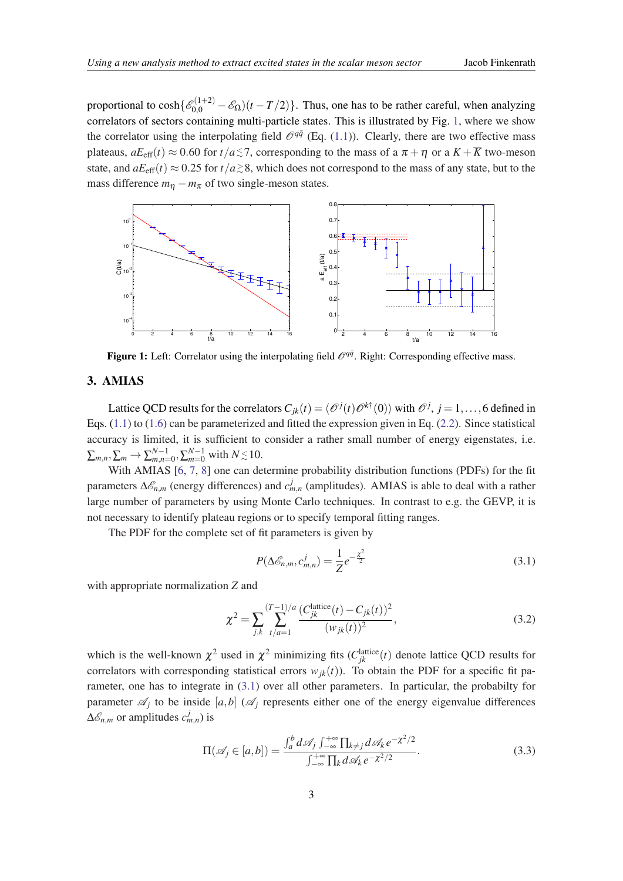proportional to $\cosh\{\mathscr{E}_{0,0}^{(1+2)} - \mathscr{E}_\Omega)(t-T/2)\}$. Thus, one has to be rather careful, when analyzing correlators of sectors containing multi-particle states. This is illustrated by Fig. 1, where we show the correlator using the interpolating field $\mathscr{O}^{q\bar{q}}$ (Eq. (1.1)). Clearly, there are two effective mass plateaus, $aE_{\text{eff}}(t) \approx 0.60$ for $t/a \lesssim 7$, corresponding to the mass of a $\pi + \eta$ or a $K + \overline{K}$ two-meson state, and $aE_{\text{eff}}(t) \approx 0.25$ for $t/a \gtrsim 8$, which does not correspond to the mass of any state, but to the mass difference $m_\eta - m_\pi$ of two single-meson states.

**Figure 1:** Left: Correlator using the interpolating field $\mathscr{O}^{q\bar{q}}$. Right: Corresponding effective mass.

## 3. AMIAS

Lattice QCD results for the correlators $C_{jk}(t) = \langle \mathscr{O}^j(t)\mathscr{O}^{k\dagger}(0)\rangle$ with $\mathscr{O}^j$, $j = 1,\ldots,6$ defined in Eqs. (1.1) to (1.6) can be parameterized and fitted the expression given in Eq. (2.2). Since statistical accuracy is limited, it is sufficient to consider a rather small number of energy eigenstates, i.e. $\sum_{m,n}, \sum_m \to \sum_{m,n=0}^{N-1}, \sum_{m=0}^{N-1}$ with $N \lesssim 10$.

With AMIAS [6, 7, 8] one can determine probability distribution functions (PDFs) for the fit parameters $\Delta\mathscr{E}_{n,m}$ (energy differences) and $c_{m,n}^j$ (amplitudes). AMIAS is able to deal with a rather large number of parameters by using Monte Carlo techniques. In contrast to e.g. the GEVP, it is not necessary to identify plateau regions or to specify temporal fitting ranges.

The PDF for the complete set of fit parameters is given by

$$P(\Delta\mathscr{E}_{n,m}, c_{m,n}^j) = \frac{1}{Z} e^{-\frac{\chi^2}{2}} \tag{3.1}$$

with appropriate normalization $Z$ and

$$\chi^2 = \sum_{j,k} \sum_{t/a=1}^{(T-1)/a} \frac{(C_{jk}^{\text{lattice}}(t) - C_{jk}(t))^2}{(w_{jk}(t))^2}, \tag{3.2}$$

which is the well-known $\chi^2$ used in $\chi^2$ minimizing fits ($C_{jk}^{\text{lattice}}(t)$ denote lattice QCD results for correlators with corresponding statistical errors $w_{jk}(t)$). To obtain the PDF for a specific fit parameter, one has to integrate in (3.1) over all other parameters. In particular, the probabilty for parameter $\mathscr{A}_j$ to be inside $[a,b]$ ($\mathscr{A}_j$ represents either one of the energy eigenvalue differences $\Delta\mathscr{E}_{n,m}$ or amplitudes $c_{m,n}^j$) is

$$\Pi(\mathscr{A}_j \in [a,b]) = \frac{\int_a^b d\mathscr{A}_j \int_{-\infty}^{+\infty} \prod_{k\neq j} d\mathscr{A}_k \, e^{-\chi^2/2}}{\int_{-\infty}^{+\infty} \prod_k d\mathscr{A}_k \, e^{-\chi^2/2}}. \tag{3.3}$$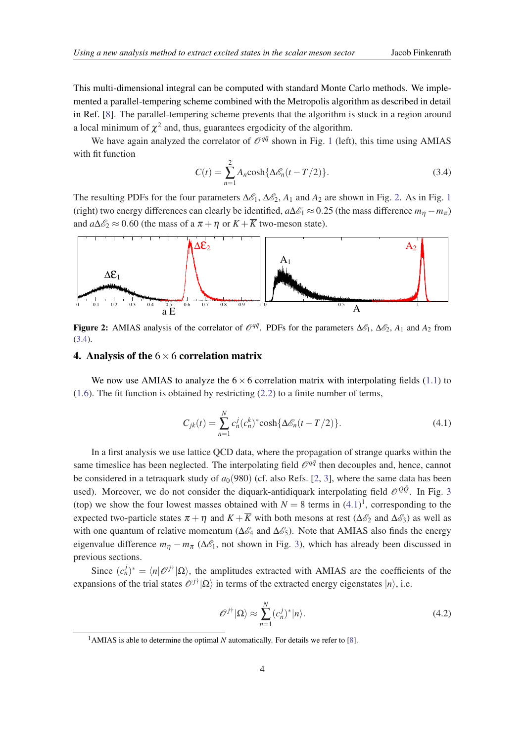This multi-dimensional integral can be computed with standard Monte Carlo methods. We implemented a parallel-tempering scheme combined with the Metropolis algorithm as described in detail in Ref. [8]. The parallel-tempering scheme prevents that the algorithm is stuck in a region around a local minimum of $\chi^2$ and, thus, guarantees ergodicity of the algorithm.

We have again analyzed the correlator of $\mathcal{O}^{q\bar{q}}$ shown in Fig. 1 (left), this time using AMIAS with fit function

$$C(t) = \sum_{n=1}^{2} A_n \cosh\{\Delta\mathcal{E}_n(t - T/2)\}. \tag{3.4}$$

The resulting PDFs for the four parameters $\Delta\mathcal{E}_1$, $\Delta\mathcal{E}_2$, $A_1$ and $A_2$ are shown in Fig. 2. As in Fig. 1 (right) two energy differences can clearly be identified, $a\Delta\mathcal{E}_1 \approx 0.25$ (the mass difference $m_\eta - m_\pi$) and $a\Delta\mathcal{E}_2 \approx 0.60$ (the mass of a $\pi + \eta$ or $K + \overline{K}$ two-meson state).

**Figure 2:** AMIAS analysis of the correlator of $\mathcal{O}^{q\bar{q}}$. PDFs for the parameters $\Delta\mathcal{E}_1$, $\Delta\mathcal{E}_2$, $A_1$ and $A_2$ from (3.4).

## 4. Analysis of the $6 \times 6$ correlation matrix

We now use AMIAS to analyze the $6 \times 6$ correlation matrix with interpolating fields (1.1) to (1.6). The fit function is obtained by restricting (2.2) to a finite number of terms,

$$C_{jk}(t) = \sum_{n=1}^{N} c_n^j (c_n^k)^* \cosh\{\Delta\mathcal{E}_n(t - T/2)\}. \tag{4.1}$$

In a first analysis we use lattice QCD data, where the propagation of strange quarks within the same timeslice has been neglected. The interpolating field $\mathcal{O}^{q\bar{q}}$ then decouples and, hence, cannot be considered in a tetraquark study of $a_0(980)$ (cf. also Refs. [2, 3], where the same data has been used). Moreover, we do not consider the diquark-antidiquark interpolating field $\mathcal{O}^{Q\bar{Q}}$. In Fig. 3 (top) we show the four lowest masses obtained with $N = 8$ terms in (4.1)[1], corresponding to the expected two-particle states $\pi + \eta$ and $K + \overline{K}$ with both mesons at rest ($\Delta\mathcal{E}_2$ and $\Delta\mathcal{E}_3$) as well as with one quantum of relative momentum ($\Delta\mathcal{E}_4$ and $\Delta\mathcal{E}_5$). Note that AMIAS also finds the energy eigenvalue difference $m_\eta - m_\pi$ ($\Delta\mathcal{E}_1$, not shown in Fig. 3), which has already been discussed in previous sections.

Since $(c_n^j)^* = \langle n|\mathcal{O}^{j\dagger}|\Omega\rangle$, the amplitudes extracted with AMIAS are the coefficients of the expansions of the trial states $\mathcal{O}^{j\dagger}|\Omega\rangle$ in terms of the extracted energy eigenstates $|n\rangle$, i.e.

$$\mathcal{O}^{j\dagger}|\Omega\rangle \approx \sum_{n=1}^{N} (c_n^j)^* |n\rangle. \tag{4.2}$$

[1] AMIAS is able to determine the optimal $N$ automatically. For details we refer to [8].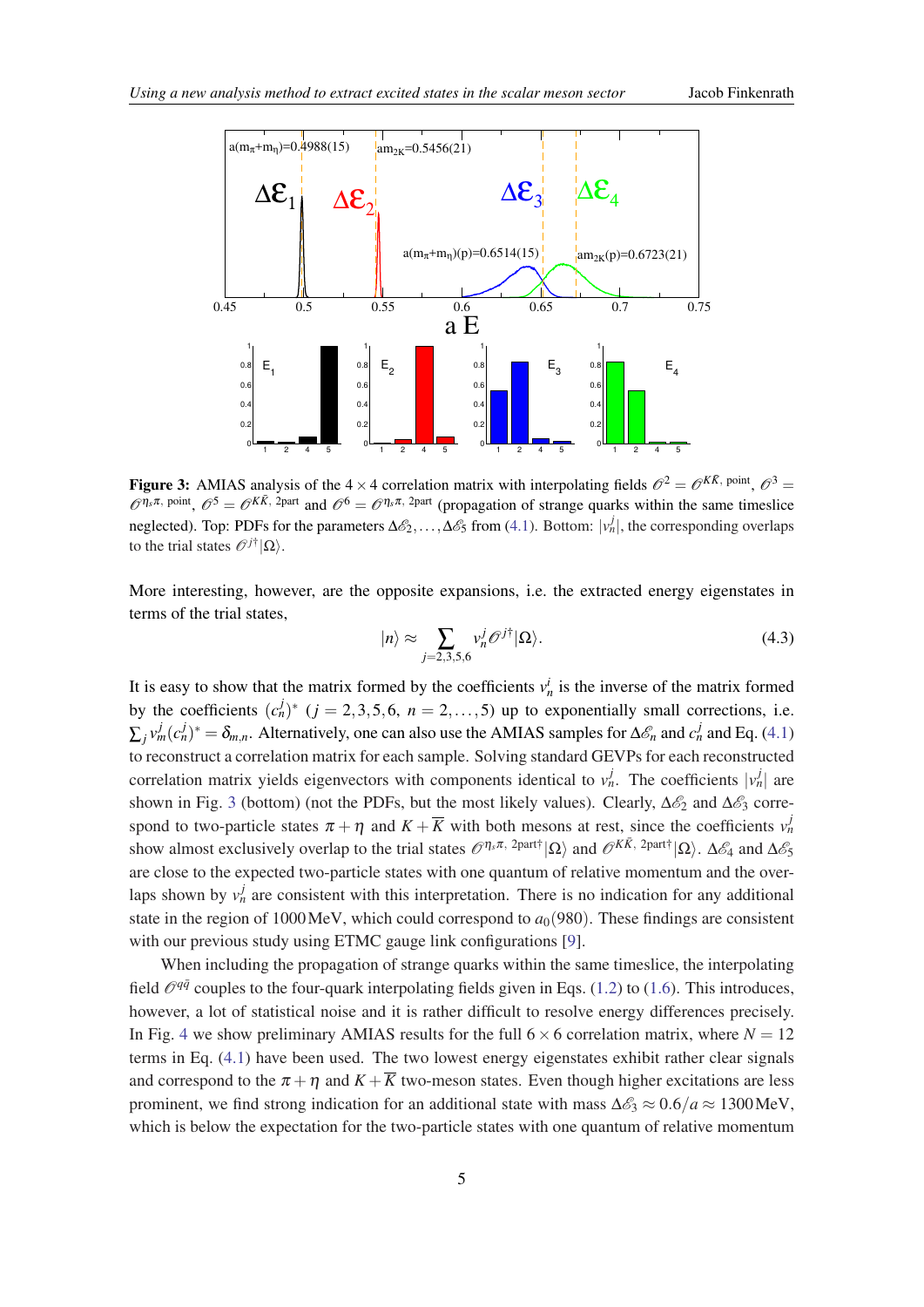**Figure 3:** AMIAS analysis of the $4 \times 4$ correlation matrix with interpolating fields $\mathcal{O}^2 = \mathcal{O}^{K\bar{K},\text{ point}}$, $\mathcal{O}^3 = \mathcal{O}^{\eta_s\pi,\text{ point}}$, $\mathcal{O}^5 = \mathcal{O}^{K\bar{K},\text{ 2part}}$ and $\mathcal{O}^6 = \mathcal{O}^{\eta_s\pi,\text{ 2part}}$ (propagation of strange quarks within the same timeslice neglected). Top: PDFs for the parameters $\Delta\mathcal{E}_2, \ldots, \Delta\mathcal{E}_5$ from (4.1). Bottom: $|v_n^j|$, the corresponding overlaps to the trial states $\mathcal{O}^{j\dagger}|\Omega\rangle$.

More interesting, however, are the opposite expansions, i.e. the extracted energy eigenstates in terms of the trial states,

$$|n\rangle \approx \sum_{j=2,3,5,6} v_n^j \mathcal{O}^{j\dagger}|\Omega\rangle. \tag{4.3}$$

It is easy to show that the matrix formed by the coefficients $v_n^j$ is the inverse of the matrix formed by the coefficients $(c_n^j)^*$ ($j = 2,3,5,6$, $n = 2,\ldots,5$) up to exponentially small corrections, i.e. $\sum_j v_m^j (c_n^j)^* = \delta_{m,n}$. Alternatively, one can also use the AMIAS samples for $\Delta\mathcal{E}_n$ and $c_n^j$ and Eq. (4.1) to reconstruct a correlation matrix for each sample. Solving standard GEVPs for each reconstructed correlation matrix yields eigenvectors with components identical to $v_n^j$. The coefficients $|v_n^j|$ are shown in Fig. 3 (bottom) (not the PDFs, but the most likely values). Clearly, $\Delta\mathcal{E}_2$ and $\Delta\mathcal{E}_3$ correspond to two-particle states $\pi + \eta$ and $K + \overline{K}$ with both mesons at rest, since the coefficients $v_n^j$ show almost exclusively overlap to the trial states $\mathcal{O}^{\eta_s\pi,\text{ 2part}\dagger}|\Omega\rangle$ and $\mathcal{O}^{K\bar{K},\text{ 2part}\dagger}|\Omega\rangle$. $\Delta\mathcal{E}_4$ and $\Delta\mathcal{E}_5$ are close to the expected two-particle states with one quantum of relative momentum and the overlaps shown by $v_n^j$ are consistent with this interpretation. There is no indication for any additional state in the region of 1000 MeV, which could correspond to $a_0(980)$. These findings are consistent with our previous study using ETMC gauge link configurations [9].

When including the propagation of strange quarks within the same timeslice, the interpolating field $\mathcal{O}^{q\bar{q}}$ couples to the four-quark interpolating fields given in Eqs. (1.2) to (1.6). This introduces, however, a lot of statistical noise and it is rather difficult to resolve energy differences precisely. In Fig. 4 we show preliminary AMIAS results for the full $6 \times 6$ correlation matrix, where $N = 12$ terms in Eq. (4.1) have been used. The two lowest energy eigenstates exhibit rather clear signals and correspond to the $\pi + \eta$ and $K + \overline{K}$ two-meson states. Even though higher excitations are less prominent, we find strong indication for an additional state with mass $\Delta\mathcal{E}_3 \approx 0.6/a \approx 1300\,\text{MeV}$, which is below the expectation for the two-particle states with one quantum of relative momentum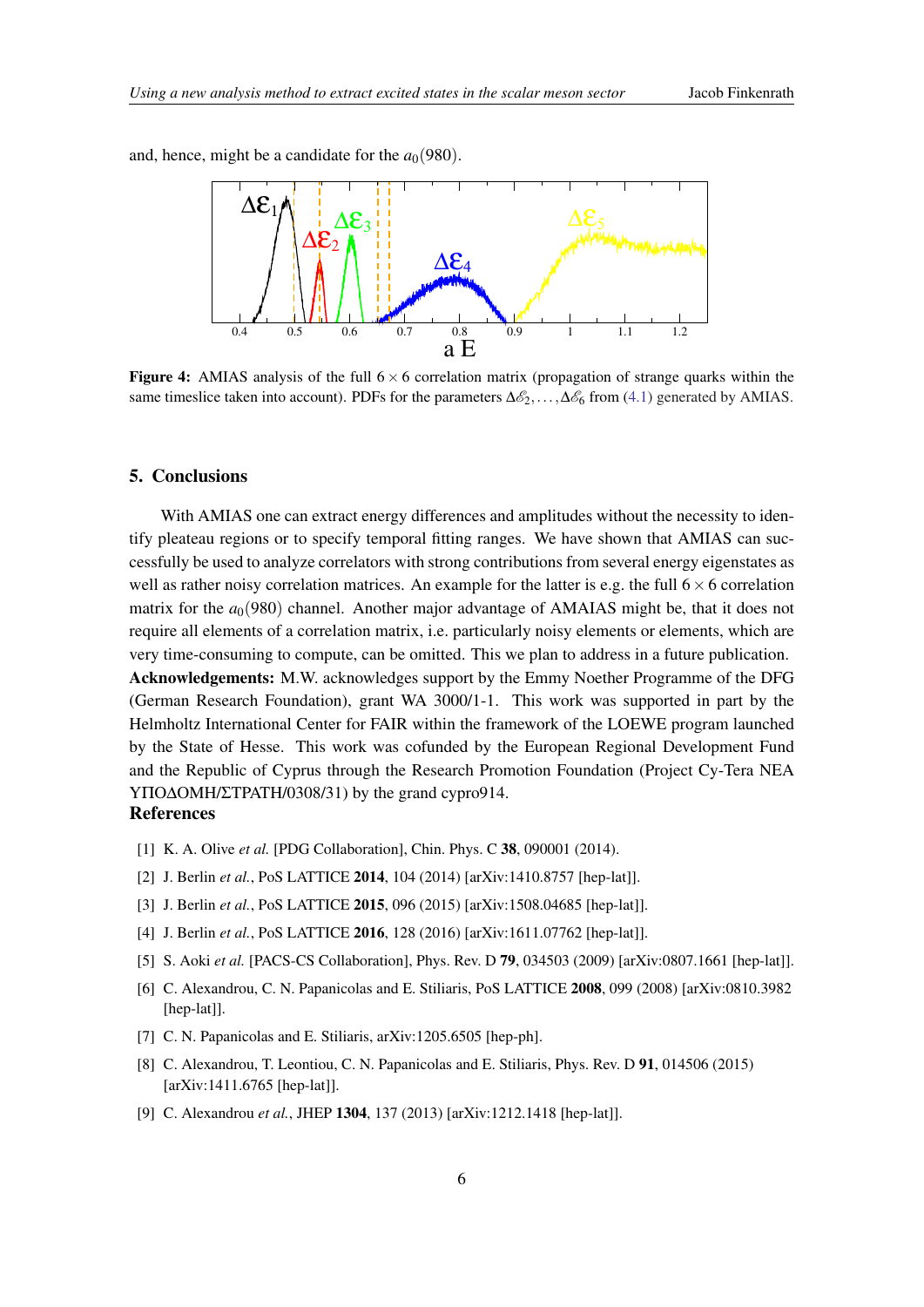and, hence, might be a candidate for the $a_0(980)$.

$\Delta\mathcal{E}_1$
$\Delta\mathcal{E}_2$
$\Delta\mathcal{E}_3$
$\Delta\mathcal{E}_4$
$\Delta\mathcal{E}_5$

0.4 0.5 0.6 0.7 0.8 0.9 1 1.1 1.2

a E

**Figure 4:** AMIAS analysis of the full $6 \times 6$ correlation matrix (propagation of strange quarks within the same timeslice taken into account). PDFs for the parameters $\Delta\mathcal{E}_2, \ldots, \Delta\mathcal{E}_6$ from (4.1) generated by AMIAS.

## 5. Conclusions

With AMIAS one can extract energy differences and amplitudes without the necessity to identify plateau regions or to specify temporal fitting ranges. We have shown that AMIAS can successfully be used to analyze correlators with strong contributions from several energy eigenstates as well as rather noisy correlation matrices. An example for the latter is e.g. the full $6 \times 6$ correlation matrix for the $a_0(980)$ channel. Another major advantage of AMAIAS might be, that it does not require all elements of a correlation matrix, i.e. particularly noisy elements or elements, which are very time-consuming to compute, can be omitted. This we plan to address in a future publication.

**Acknowledgements:** M.W. acknowledges support by the Emmy Noether Programme of the DFG (German Research Foundation), grant WA 3000/1-1. This work was supported in part by the Helmholtz International Center for FAIR within the framework of the LOEWE program launched by the State of Hesse. This work was cofunded by the European Regional Development Fund and the Republic of Cyprus through the Research Promotion Foundation (Project Cy-Tera NEA ΥΠΟΔΟΜΗ/ΣΤΡΑΤΗ/0308/31) by the grand cypro914.

## References

[1] K. A. Olive *et al.* [PDG Collaboration], Chin. Phys. C **38**, 090001 (2014).

[2] J. Berlin *et al.*, PoS LATTICE **2014**, 104 (2014) [arXiv:1410.8757 [hep-lat]].

[3] J. Berlin *et al.*, PoS LATTICE **2015**, 096 (2015) [arXiv:1508.04685 [hep-lat]].

[4] J. Berlin *et al.*, PoS LATTICE **2016**, 128 (2016) [arXiv:1611.07762 [hep-lat]].

[5] S. Aoki *et al.* [PACS-CS Collaboration], Phys. Rev. D **79**, 034503 (2009) [arXiv:0807.1661 [hep-lat]].

[6] C. Alexandrou, C. N. Papanicolas and E. Stiliaris, PoS LATTICE **2008**, 099 (2008) [arXiv:0810.3982 [hep-lat]].

[7] C. N. Papanicolas and E. Stiliaris, arXiv:1205.6505 [hep-ph].

[8] C. Alexandrou, T. Leontiou, C. N. Papanicolas and E. Stiliaris, Phys. Rev. D **91**, 014506 (2015) [arXiv:1411.6765 [hep-lat]].

[9] C. Alexandrou *et al.*, JHEP **1304**, 137 (2013) [arXiv:1212.1418 [hep-lat]].